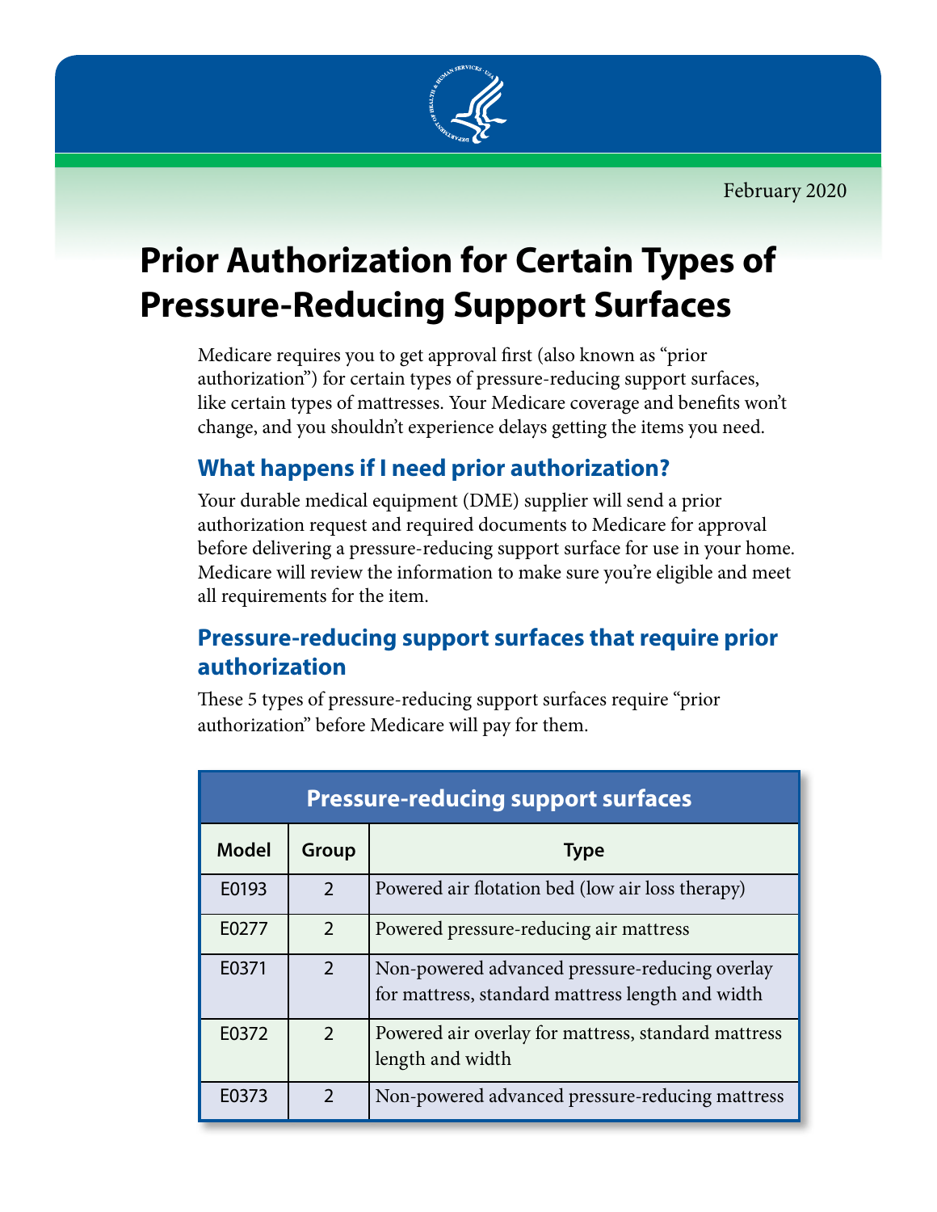February 2020

# Prior Authorization for Certain Types of Pressure-Reducing Support Surfaces

Medicare requires you to get approval first (also known as "prior authorization") for certain types of pressure-reducing support surfaces, like certain types of mattresses. Your Medicare coverage and benefits won't change, and you shouldn't experience delays getting the items you need.

## What happens if I need prior authorization?

Your durable medical equipment (DME) supplier will send a prior authorization request and required documents to Medicare for approval before delivering a pressure-reducing support surface for use in your home. Medicare will review the information to make sure you're eligible and meet all requirements for the item.

## Pressure-reducing support surfaces that require prior authorization

These 5 types of pressure-reducing support surfaces require "prior authorization" before Medicare will pay for them.

**Pressure-reducing support surfaces**

| Model | Group | Type |
|---|---|---|
| E0193 | 2 | Powered air flotation bed (low air loss therapy) |
| E0277 | 2 | Powered pressure-reducing air mattress |
| E0371 | 2 | Non-powered advanced pressure-reducing overlay for mattress, standard mattress length and width |
| E0372 | 2 | Powered air overlay for mattress, standard mattress length and width |
| E0373 | 2 | Non-powered advanced pressure-reducing mattress |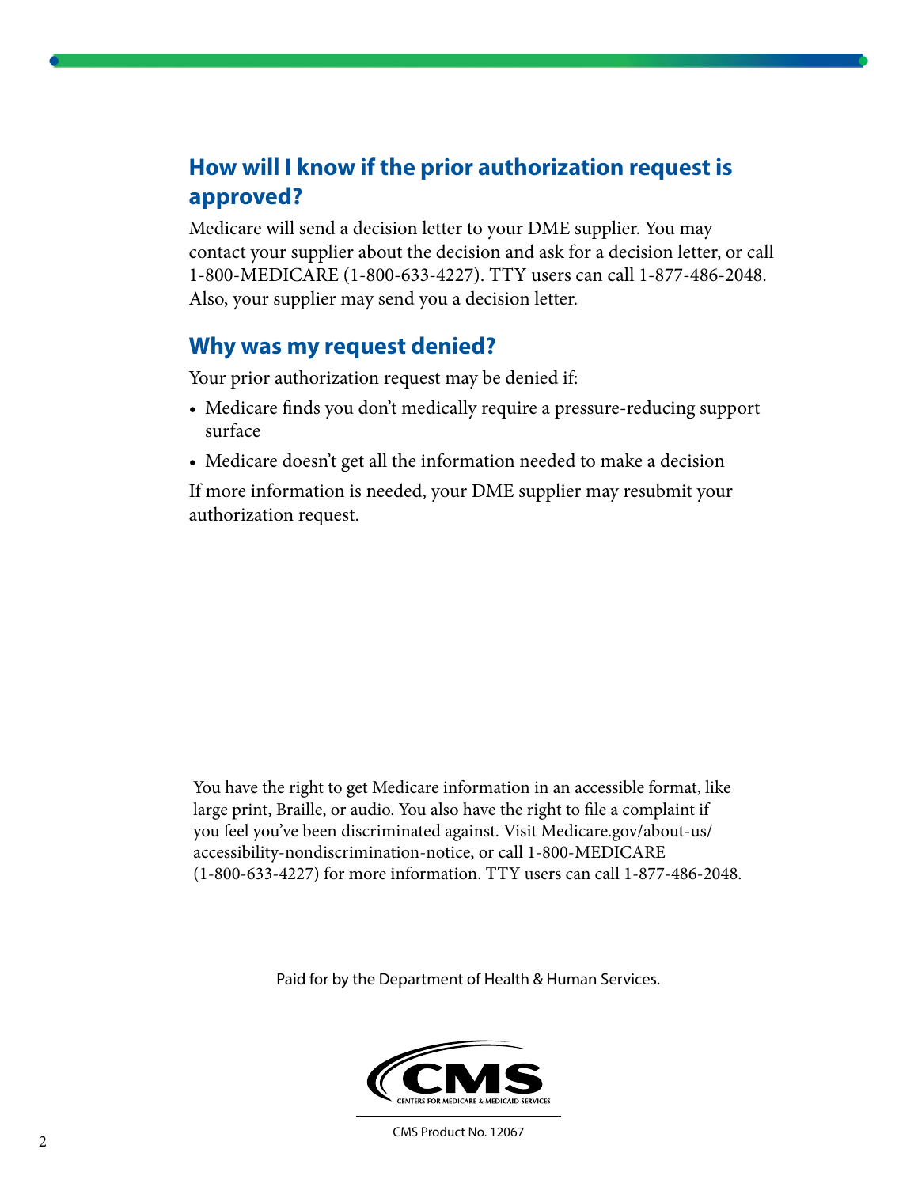## How will I know if the prior authorization request is approved?

Medicare will send a decision letter to your DME supplier. You may contact your supplier about the decision and ask for a decision letter, or call 1-800-MEDICARE (1-800-633-4227). TTY users can call 1-877-486-2048. Also, your supplier may send you a decision letter.

## Why was my request denied?

Your prior authorization request may be denied if:

- Medicare finds you don't medically require a pressure-reducing support surface
- Medicare doesn't get all the information needed to make a decision

If more information is needed, your DME supplier may resubmit your authorization request.

You have the right to get Medicare information in an accessible format, like large print, Braille, or audio. You also have the right to file a complaint if you feel you've been discriminated against. Visit Medicare.gov/about-us/accessibility-nondiscrimination-notice, or call 1-800-MEDICARE (1-800-633-4227) for more information. TTY users can call 1-877-486-2048.

Paid for by the Department of Health & Human Services.

CMS

CENTERS FOR MEDICARE & MEDICAID SERVICES

CMS Product No. 12067